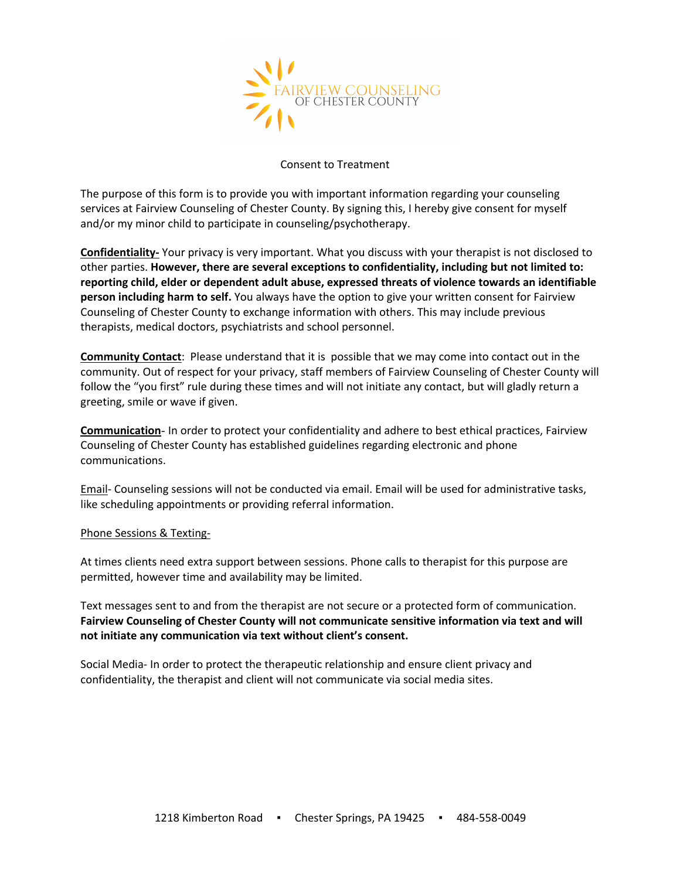FAIRVIEW COUNSELING
OF CHESTER COUNTY

# Consent to Treatment

The purpose of this form is to provide you with important information regarding your counseling services at Fairview Counseling of Chester County. By signing this, I hereby give consent for myself and/or my minor child to participate in counseling/psychotherapy.

**Confidentiality-** Your privacy is very important. What you discuss with your therapist is not disclosed to other parties. **However, there are several exceptions to confidentiality, including but not limited to: reporting child, elder or dependent adult abuse, expressed threats of violence towards an identifiable person including harm to self.** You always have the option to give your written consent for Fairview Counseling of Chester County to exchange information with others. This may include previous therapists, medical doctors, psychiatrists and school personnel.

**Community Contact**: Please understand that it is possible that we may come into contact out in the community. Out of respect for your privacy, staff members of Fairview Counseling of Chester County will follow the "you first" rule during these times and will not initiate any contact, but will gladly return a greeting, smile or wave if given.

**Communication**- In order to protect your confidentiality and adhere to best ethical practices, Fairview Counseling of Chester County has established guidelines regarding electronic and phone communications.

Email- Counseling sessions will not be conducted via email. Email will be used for administrative tasks, like scheduling appointments or providing referral information.

Phone Sessions & Texting-

At times clients need extra support between sessions. Phone calls to therapist for this purpose are permitted, however time and availability may be limited.

Text messages sent to and from the therapist are not secure or a protected form of communication. **Fairview Counseling of Chester County will not communicate sensitive information via text and will not initiate any communication via text without client's consent.**

Social Media- In order to protect the therapeutic relationship and ensure client privacy and confidentiality, the therapist and client will not communicate via social media sites.

1218 Kimberton Road ▪ Chester Springs, PA 19425 ▪ 484-558-0049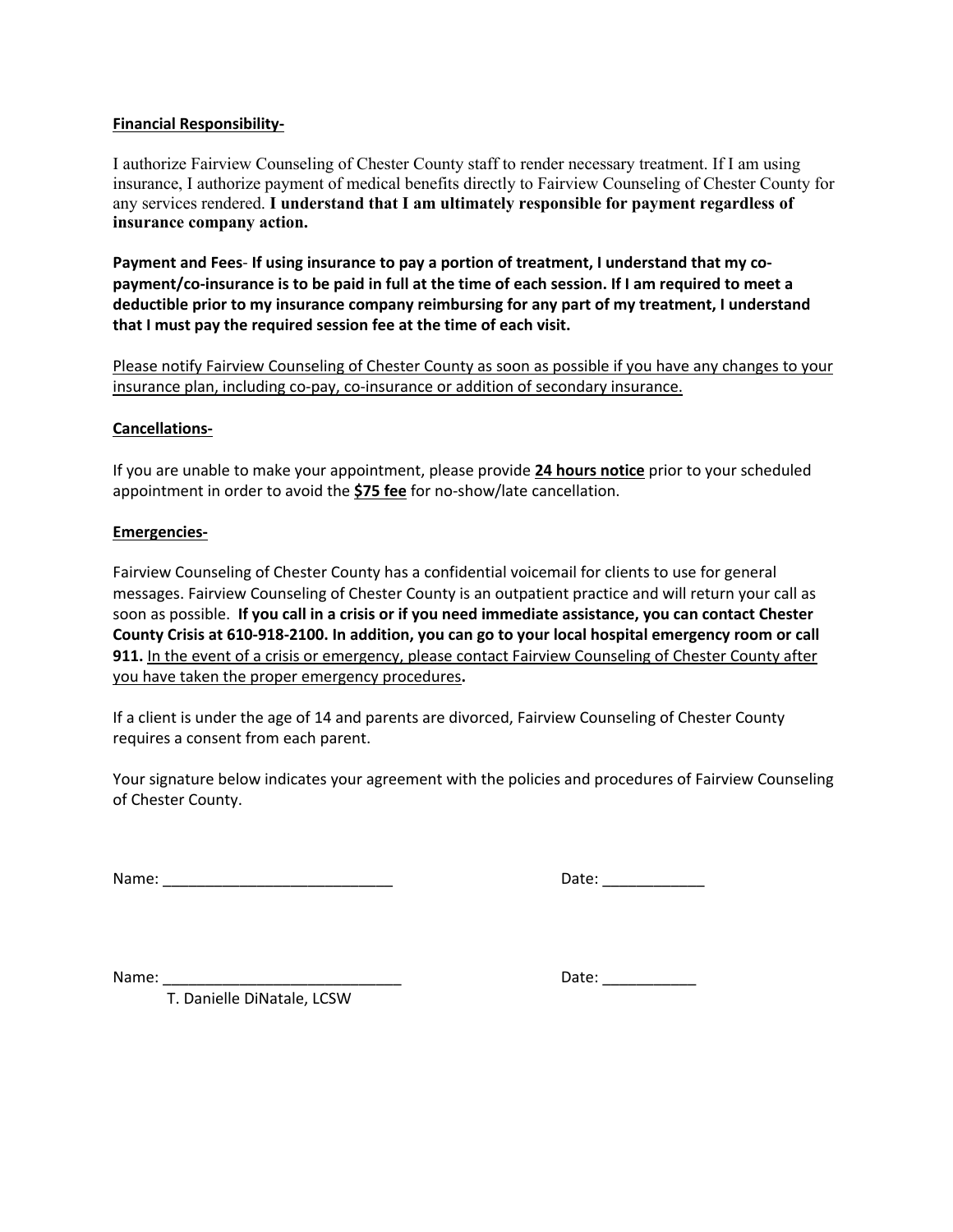**Financial Responsibility-**

I authorize Fairview Counseling of Chester County staff to render necessary treatment. If I am using insurance, I authorize payment of medical benefits directly to Fairview Counseling of Chester County for any services rendered. **I understand that I am ultimately responsible for payment regardless of insurance company action.**

**Payment and Fees**- **If using insurance to pay a portion of treatment, I understand that my co-payment/co-insurance is to be paid in full at the time of each session. If I am required to meet a deductible prior to my insurance company reimbursing for any part of my treatment, I understand that I must pay the required session fee at the time of each visit.**

Please notify Fairview Counseling of Chester County as soon as possible if you have any changes to your insurance plan, including co-pay, co-insurance or addition of secondary insurance.

**Cancellations-**

If you are unable to make your appointment, please provide **24 hours notice** prior to your scheduled appointment in order to avoid the **$75 fee** for no-show/late cancellation.

**Emergencies-**

Fairview Counseling of Chester County has a confidential voicemail for clients to use for general messages. Fairview Counseling of Chester County is an outpatient practice and will return your call as soon as possible. **If you call in a crisis or if you need immediate assistance, you can contact Chester County Crisis at 610-918-2100. In addition, you can go to your local hospital emergency room or call 911.** In the event of a crisis or emergency, please contact Fairview Counseling of Chester County after you have taken the proper emergency procedures**.**

If a client is under the age of 14 and parents are divorced, Fairview Counseling of Chester County requires a consent from each parent.

Your signature below indicates your agreement with the policies and procedures of Fairview Counseling of Chester County.

Name: ___________________________ Date: ____________

Name: ____________________________ Date: ___________
T. Danielle DiNatale, LCSW